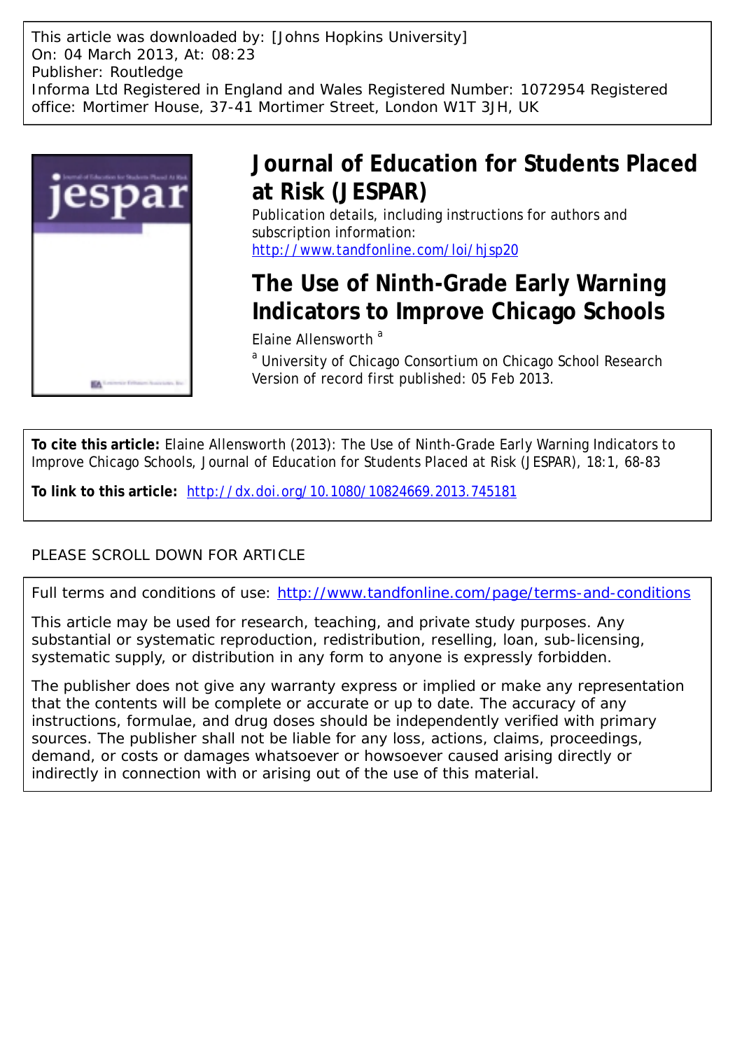This article was downloaded by: [Johns Hopkins University]
On: 04 March 2013, At: 08:23
Publisher: Routledge
Informa Ltd Registered in England and Wales Registered Number: 1072954 Registered office: Mortimer House, 37-41 Mortimer Street, London W1T 3JH, UK

# Journal of Education for Students Placed at Risk (JESPAR)

Publication details, including instructions for authors and subscription information:
http://www.tandfonline.com/loi/hjsp20

# The Use of Ninth-Grade Early Warning Indicators to Improve Chicago Schools

Elaine Allensworth [a]

[a] University of Chicago Consortium on Chicago School Research
Version of record first published: 05 Feb 2013.

**To cite this article:** Elaine Allensworth (2013): The Use of Ninth-Grade Early Warning Indicators to Improve Chicago Schools, Journal of Education for Students Placed at Risk (JESPAR), 18:1, 68-83

**To link to this article:** http://dx.doi.org/10.1080/10824669.2013.745181

PLEASE SCROLL DOWN FOR ARTICLE

Full terms and conditions of use: http://www.tandfonline.com/page/terms-and-conditions

This article may be used for research, teaching, and private study purposes. Any substantial or systematic reproduction, redistribution, reselling, loan, sub-licensing, systematic supply, or distribution in any form to anyone is expressly forbidden.

The publisher does not give any warranty express or implied or make any representation that the contents will be complete or accurate or up to date. The accuracy of any instructions, formulae, and drug doses should be independently verified with primary sources. The publisher shall not be liable for any loss, actions, claims, proceedings, demand, or costs or damages whatsoever or howsoever caused arising directly or indirectly in connection with or arising out of the use of this material.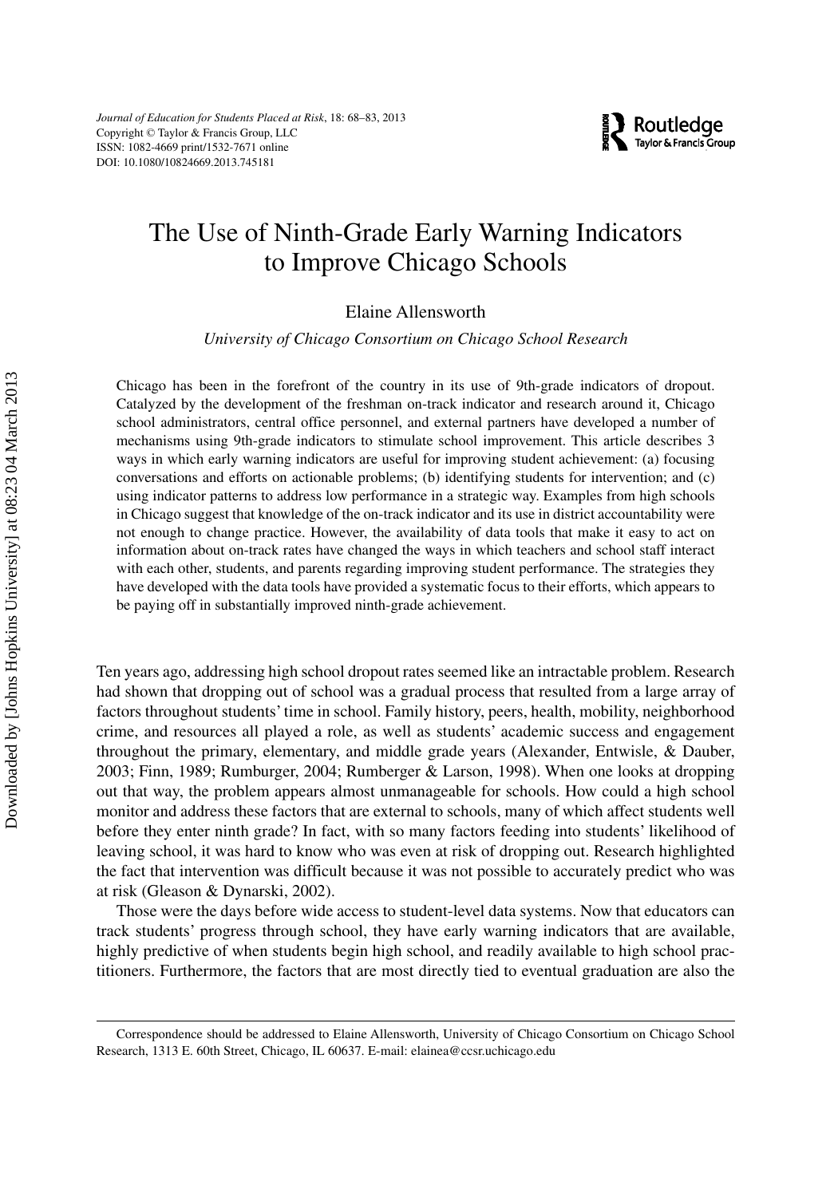# The Use of Ninth-Grade Early Warning Indicators to Improve Chicago Schools

Elaine Allensworth

*University of Chicago Consortium on Chicago School Research*

Chicago has been in the forefront of the country in its use of 9th-grade indicators of dropout. Catalyzed by the development of the freshman on-track indicator and research around it, Chicago school administrators, central office personnel, and external partners have developed a number of mechanisms using 9th-grade indicators to stimulate school improvement. This article describes 3 ways in which early warning indicators are useful for improving student achievement: (a) focusing conversations and efforts on actionable problems; (b) identifying students for intervention; and (c) using indicator patterns to address low performance in a strategic way. Examples from high schools in Chicago suggest that knowledge of the on-track indicator and its use in district accountability were not enough to change practice. However, the availability of data tools that make it easy to act on information about on-track rates have changed the ways in which teachers and school staff interact with each other, students, and parents regarding improving student performance. The strategies they have developed with the data tools have provided a systematic focus to their efforts, which appears to be paying off in substantially improved ninth-grade achievement.

Ten years ago, addressing high school dropout rates seemed like an intractable problem. Research had shown that dropping out of school was a gradual process that resulted from a large array of factors throughout students' time in school. Family history, peers, health, mobility, neighborhood crime, and resources all played a role, as well as students' academic success and engagement throughout the primary, elementary, and middle grade years (Alexander, Entwisle, & Dauber, 2003; Finn, 1989; Rumburger, 2004; Rumberger & Larson, 1998). When one looks at dropping out that way, the problem appears almost unmanageable for schools. How could a high school monitor and address these factors that are external to schools, many of which affect students well before they enter ninth grade? In fact, with so many factors feeding into students' likelihood of leaving school, it was hard to know who was even at risk of dropping out. Research highlighted the fact that intervention was difficult because it was not possible to accurately predict who was at risk (Gleason & Dynarski, 2002).

Those were the days before wide access to student-level data systems. Now that educators can track students' progress through school, they have early warning indicators that are available, highly predictive of when students begin high school, and readily available to high school practitioners. Furthermore, the factors that are most directly tied to eventual graduation are also the

Correspondence should be addressed to Elaine Allensworth, University of Chicago Consortium on Chicago School Research, 1313 E. 60th Street, Chicago, IL 60637. E-mail: elainea@ccsr.uchicago.edu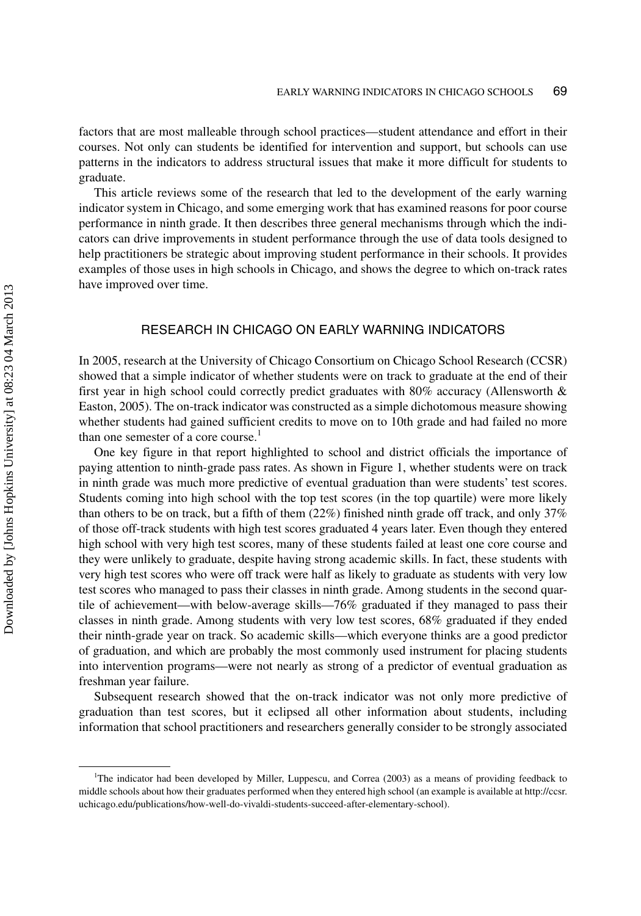factors that are most malleable through school practices—student attendance and effort in their courses. Not only can students be identified for intervention and support, but schools can use patterns in the indicators to address structural issues that make it more difficult for students to graduate.

This article reviews some of the research that led to the development of the early warning indicator system in Chicago, and some emerging work that has examined reasons for poor course performance in ninth grade. It then describes three general mechanisms through which the indicators can drive improvements in student performance through the use of data tools designed to help practitioners be strategic about improving student performance in their schools. It provides examples of those uses in high schools in Chicago, and shows the degree to which on-track rates have improved over time.

## RESEARCH IN CHICAGO ON EARLY WARNING INDICATORS

In 2005, research at the University of Chicago Consortium on Chicago School Research (CCSR) showed that a simple indicator of whether students were on track to graduate at the end of their first year in high school could correctly predict graduates with 80% accuracy (Allensworth & Easton, 2005). The on-track indicator was constructed as a simple dichotomous measure showing whether students had gained sufficient credits to move on to 10th grade and had failed no more than one semester of a core course.[1]

One key figure in that report highlighted to school and district officials the importance of paying attention to ninth-grade pass rates. As shown in Figure 1, whether students were on track in ninth grade was much more predictive of eventual graduation than were students' test scores. Students coming into high school with the top test scores (in the top quartile) were more likely than others to be on track, but a fifth of them (22%) finished ninth grade off track, and only 37% of those off-track students with high test scores graduated 4 years later. Even though they entered high school with very high test scores, many of these students failed at least one core course and they were unlikely to graduate, despite having strong academic skills. In fact, these students with very high test scores who were off track were half as likely to graduate as students with very low test scores who managed to pass their classes in ninth grade. Among students in the second quartile of achievement—with below-average skills—76% graduated if they managed to pass their classes in ninth grade. Among students with very low test scores, 68% graduated if they ended their ninth-grade year on track. So academic skills—which everyone thinks are a good predictor of graduation, and which are probably the most commonly used instrument for placing students into intervention programs—were not nearly as strong of a predictor of eventual graduation as freshman year failure.

Subsequent research showed that the on-track indicator was not only more predictive of graduation than test scores, but it eclipsed all other information about students, including information that school practitioners and researchers generally consider to be strongly associated

[1]The indicator had been developed by Miller, Luppescu, and Correa (2003) as a means of providing feedback to middle schools about how their graduates performed when they entered high school (an example is available at http://ccsr.uchicago.edu/publications/how-well-do-vivaldi-students-succeed-after-elementary-school).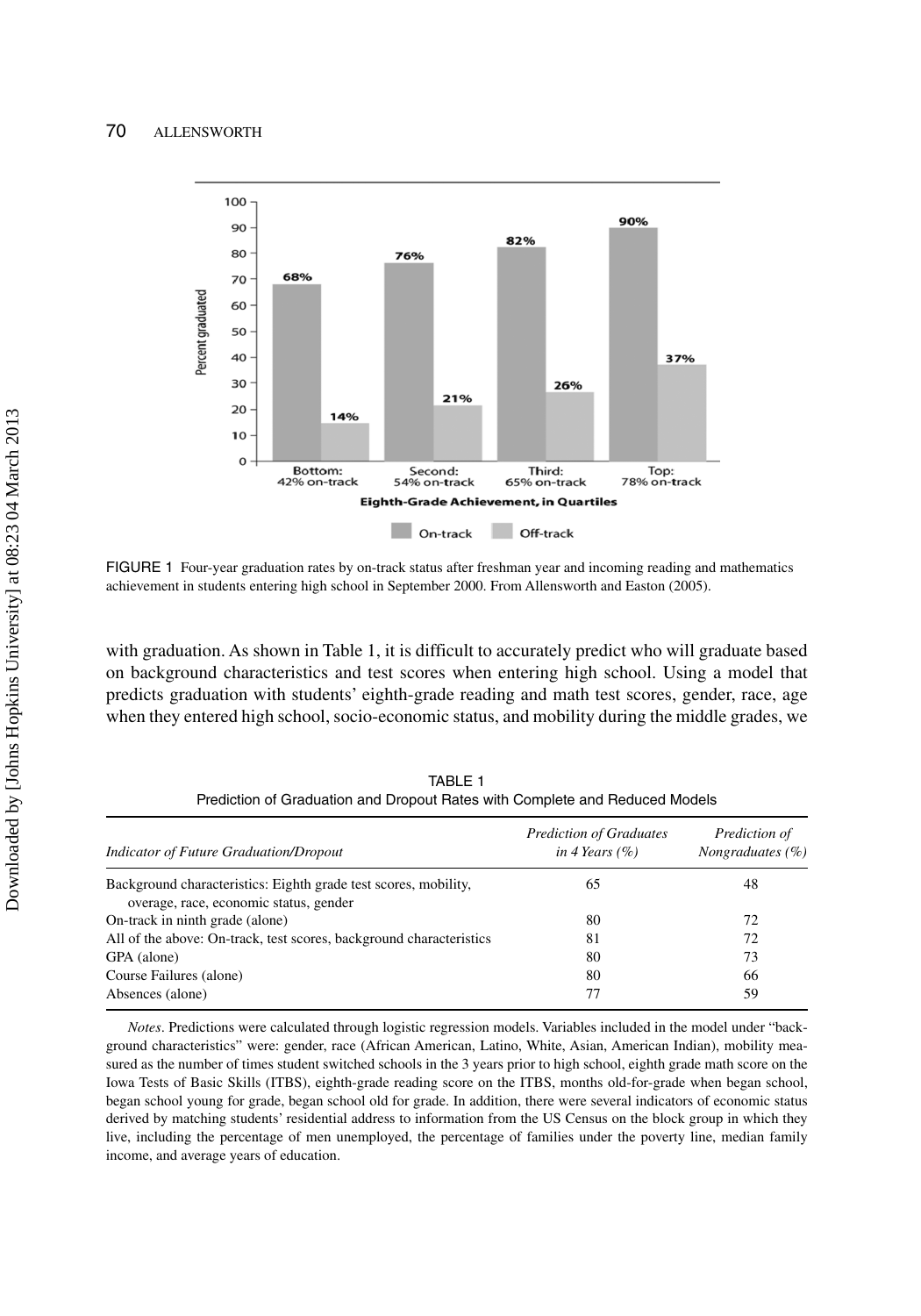FIGURE 1 Four-year graduation rates by on-track status after freshman year and incoming reading and mathematics achievement in students entering high school in September 2000. From Allensworth and Easton (2005).

with graduation. As shown in Table 1, it is difficult to accurately predict who will graduate based on background characteristics and test scores when entering high school. Using a model that predicts graduation with students' eighth-grade reading and math test scores, gender, race, age when they entered high school, socio-economic status, and mobility during the middle grades, we

TABLE 1
Prediction of Graduation and Dropout Rates with Complete and Reduced Models

| *Indicator of Future Graduation/Dropout* | *Prediction of Graduates in 4 Years (%)* | *Prediction of Nongraduates (%)* |
|---|---|---|
| Background characteristics: Eighth grade test scores, mobility, overage, race, economic status, gender | 65 | 48 |
| On-track in ninth grade (alone) | 80 | 72 |
| All of the above: On-track, test scores, background characteristics | 81 | 72 |
| GPA (alone) | 80 | 73 |
| Course Failures (alone) | 80 | 66 |
| Absences (alone) | 77 | 59 |

*Notes*. Predictions were calculated through logistic regression models. Variables included in the model under "background characteristics" were: gender, race (African American, Latino, White, Asian, American Indian), mobility measured as the number of times student switched schools in the 3 years prior to high school, eighth grade math score on the Iowa Tests of Basic Skills (ITBS), eighth-grade reading score on the ITBS, months old-for-grade when began school, began school young for grade, began school old for grade. In addition, there were several indicators of economic status derived by matching students' residential address to information from the US Census on the block group in which they live, including the percentage of men unemployed, the percentage of families under the poverty line, median family income, and average years of education.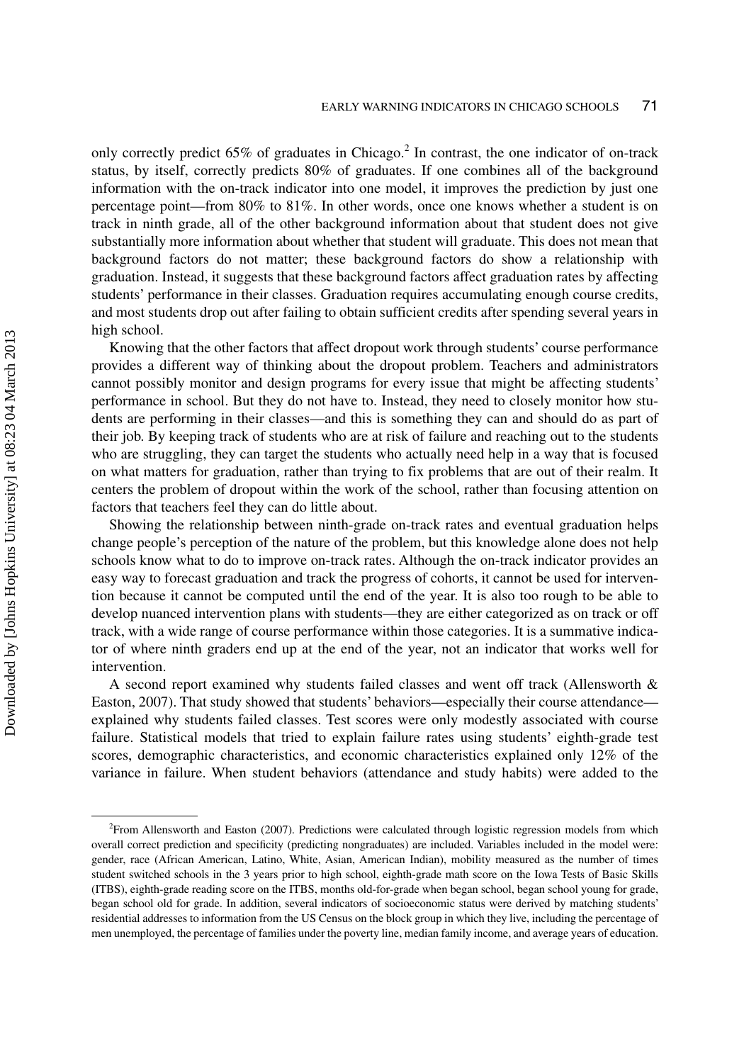only correctly predict 65% of graduates in Chicago.[2] In contrast, the one indicator of on-track status, by itself, correctly predicts 80% of graduates. If one combines all of the background information with the on-track indicator into one model, it improves the prediction by just one percentage point—from 80% to 81%. In other words, once one knows whether a student is on track in ninth grade, all of the other background information about that student does not give substantially more information about whether that student will graduate. This does not mean that background factors do not matter; these background factors do show a relationship with graduation. Instead, it suggests that these background factors affect graduation rates by affecting students' performance in their classes. Graduation requires accumulating enough course credits, and most students drop out after failing to obtain sufficient credits after spending several years in high school.

Knowing that the other factors that affect dropout work through students' course performance provides a different way of thinking about the dropout problem. Teachers and administrators cannot possibly monitor and design programs for every issue that might be affecting students' performance in school. But they do not have to. Instead, they need to closely monitor how students are performing in their classes—and this is something they can and should do as part of their job. By keeping track of students who are at risk of failure and reaching out to the students who are struggling, they can target the students who actually need help in a way that is focused on what matters for graduation, rather than trying to fix problems that are out of their realm. It centers the problem of dropout within the work of the school, rather than focusing attention on factors that teachers feel they can do little about.

Showing the relationship between ninth-grade on-track rates and eventual graduation helps change people's perception of the nature of the problem, but this knowledge alone does not help schools know what to do to improve on-track rates. Although the on-track indicator provides an easy way to forecast graduation and track the progress of cohorts, it cannot be used for intervention because it cannot be computed until the end of the year. It is also too rough to be able to develop nuanced intervention plans with students—they are either categorized as on track or off track, with a wide range of course performance within those categories. It is a summative indicator of where ninth graders end up at the end of the year, not an indicator that works well for intervention.

A second report examined why students failed classes and went off track (Allensworth & Easton, 2007). That study showed that students' behaviors—especially their course attendance—explained why students failed classes. Test scores were only modestly associated with course failure. Statistical models that tried to explain failure rates using students' eighth-grade test scores, demographic characteristics, and economic characteristics explained only 12% of the variance in failure. When student behaviors (attendance and study habits) were added to the

---

[2]From Allensworth and Easton (2007). Predictions were calculated through logistic regression models from which overall correct prediction and specificity (predicting nongraduates) are included. Variables included in the model were: gender, race (African American, Latino, White, Asian, American Indian), mobility measured as the number of times student switched schools in the 3 years prior to high school, eighth-grade math score on the Iowa Tests of Basic Skills (ITBS), eighth-grade reading score on the ITBS, months old-for-grade when began school, began school young for grade, began school old for grade. In addition, several indicators of socioeconomic status were derived by matching students' residential addresses to information from the US Census on the block group in which they live, including the percentage of men unemployed, the percentage of families under the poverty line, median family income, and average years of education.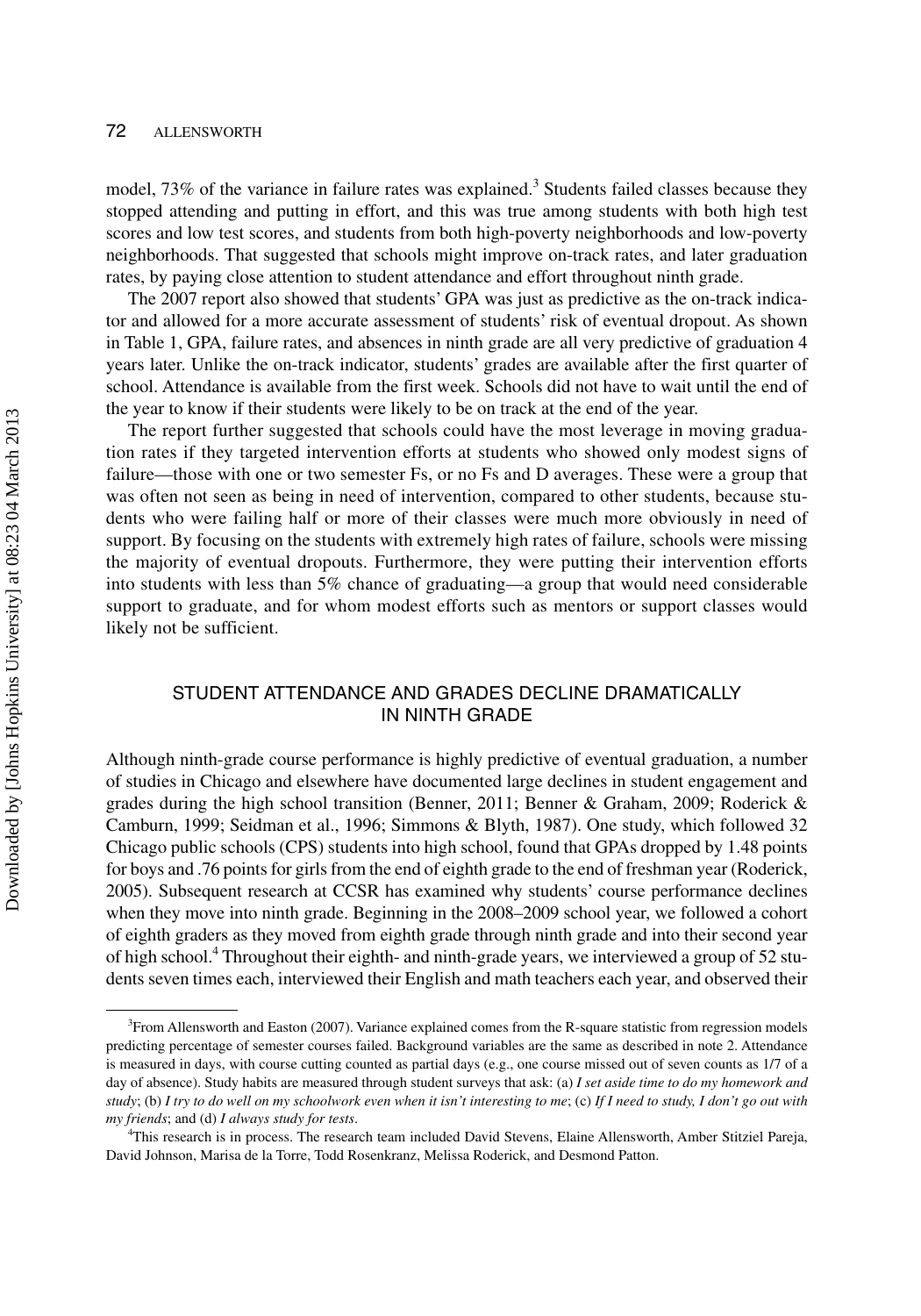model, 73% of the variance in failure rates was explained.[3] Students failed classes because they stopped attending and putting in effort, and this was true among students with both high test scores and low test scores, and students from both high-poverty neighborhoods and low-poverty neighborhoods. That suggested that schools might improve on-track rates, and later graduation rates, by paying close attention to student attendance and effort throughout ninth grade.

The 2007 report also showed that students' GPA was just as predictive as the on-track indicator and allowed for a more accurate assessment of students' risk of eventual dropout. As shown in Table 1, GPA, failure rates, and absences in ninth grade are all very predictive of graduation 4 years later. Unlike the on-track indicator, students' grades are available after the first quarter of school. Attendance is available from the first week. Schools did not have to wait until the end of the year to know if their students were likely to be on track at the end of the year.

The report further suggested that schools could have the most leverage in moving graduation rates if they targeted intervention efforts at students who showed only modest signs of failure—those with one or two semester Fs, or no Fs and D averages. These were a group that was often not seen as being in need of intervention, compared to other students, because students who were failing half or more of their classes were much more obviously in need of support. By focusing on the students with extremely high rates of failure, schools were missing the majority of eventual dropouts. Furthermore, they were putting their intervention efforts into students with less than 5% chance of graduating—a group that would need considerable support to graduate, and for whom modest efforts such as mentors or support classes would likely not be sufficient.

## STUDENT ATTENDANCE AND GRADES DECLINE DRAMATICALLY IN NINTH GRADE

Although ninth-grade course performance is highly predictive of eventual graduation, a number of studies in Chicago and elsewhere have documented large declines in student engagement and grades during the high school transition (Benner, 2011; Benner & Graham, 2009; Roderick & Camburn, 1999; Seidman et al., 1996; Simmons & Blyth, 1987). One study, which followed 32 Chicago public schools (CPS) students into high school, found that GPAs dropped by 1.48 points for boys and .76 points for girls from the end of eighth grade to the end of freshman year (Roderick, 2005). Subsequent research at CCSR has examined why students' course performance declines when they move into ninth grade. Beginning in the 2008–2009 school year, we followed a cohort of eighth graders as they moved from eighth grade through ninth grade and into their second year of high school.[4] Throughout their eighth- and ninth-grade years, we interviewed a group of 52 students seven times each, interviewed their English and math teachers each year, and observed their

---

[3]From Allensworth and Easton (2007). Variance explained comes from the R-square statistic from regression models predicting percentage of semester courses failed. Background variables are the same as described in note 2. Attendance is measured in days, with course cutting counted as partial days (e.g., one course missed out of seven counts as 1/7 of a day of absence). Study habits are measured through student surveys that ask: (a) *I set aside time to do my homework and study*; (b) *I try to do well on my schoolwork even when it isn't interesting to me*; (c) *If I need to study, I don't go out with my friends*; and (d) *I always study for tests*.

[4]This research is in process. The research team included David Stevens, Elaine Allensworth, Amber Stitziel Pareja, David Johnson, Marisa de la Torre, Todd Rosenkranz, Melissa Roderick, and Desmond Patton.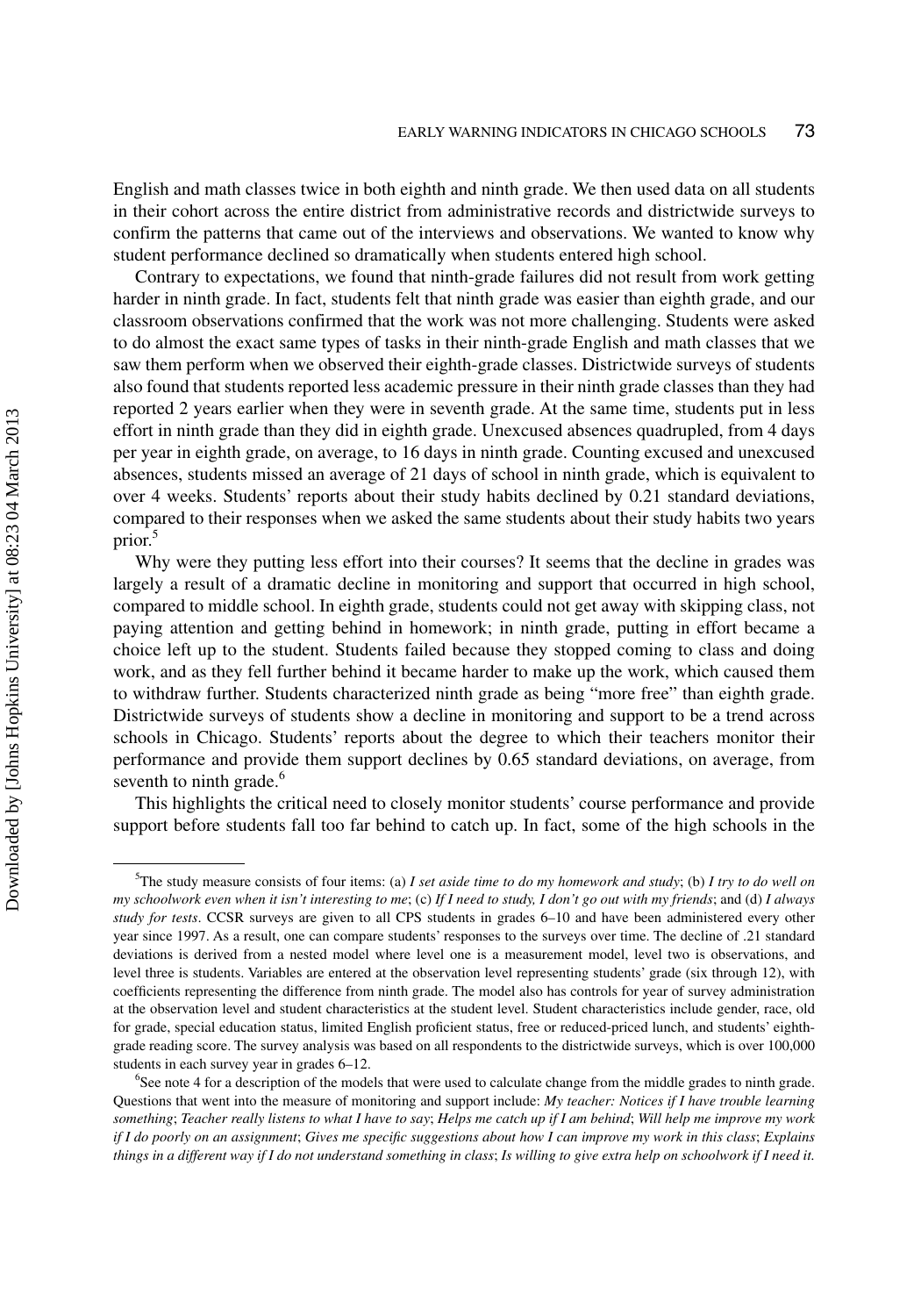English and math classes twice in both eighth and ninth grade. We then used data on all students in their cohort across the entire district from administrative records and districtwide surveys to confirm the patterns that came out of the interviews and observations. We wanted to know why student performance declined so dramatically when students entered high school.

Contrary to expectations, we found that ninth-grade failures did not result from work getting harder in ninth grade. In fact, students felt that ninth grade was easier than eighth grade, and our classroom observations confirmed that the work was not more challenging. Students were asked to do almost the exact same types of tasks in their ninth-grade English and math classes that we saw them perform when we observed their eighth-grade classes. Districtwide surveys of students also found that students reported less academic pressure in their ninth grade classes than they had reported 2 years earlier when they were in seventh grade. At the same time, students put in less effort in ninth grade than they did in eighth grade. Unexcused absences quadrupled, from 4 days per year in eighth grade, on average, to 16 days in ninth grade. Counting excused and unexcused absences, students missed an average of 21 days of school in ninth grade, which is equivalent to over 4 weeks. Students' reports about their study habits declined by 0.21 standard deviations, compared to their responses when we asked the same students about their study habits two years prior.[5]

Why were they putting less effort into their courses? It seems that the decline in grades was largely a result of a dramatic decline in monitoring and support that occurred in high school, compared to middle school. In eighth grade, students could not get away with skipping class, not paying attention and getting behind in homework; in ninth grade, putting in effort became a choice left up to the student. Students failed because they stopped coming to class and doing work, and as they fell further behind it became harder to make up the work, which caused them to withdraw further. Students characterized ninth grade as being "more free" than eighth grade. Districtwide surveys of students show a decline in monitoring and support to be a trend across schools in Chicago. Students' reports about the degree to which their teachers monitor their performance and provide them support declines by 0.65 standard deviations, on average, from seventh to ninth grade.[6]

This highlights the critical need to closely monitor students' course performance and provide support before students fall too far behind to catch up. In fact, some of the high schools in the

---

[5]The study measure consists of four items: (a) *I set aside time to do my homework and study*; (b) *I try to do well on my schoolwork even when it isn't interesting to me*; (c) *If I need to study, I don't go out with my friends*; and (d) *I always study for tests*. CCSR surveys are given to all CPS students in grades 6–10 and have been administered every other year since 1997. As a result, one can compare students' responses to the surveys over time. The decline of .21 standard deviations is derived from a nested model where level one is a measurement model, level two is observations, and level three is students. Variables are entered at the observation level representing students' grade (six through 12), with coefficients representing the difference from ninth grade. The model also has controls for year of survey administration at the observation level and student characteristics at the student level. Student characteristics include gender, race, old for grade, special education status, limited English proficient status, free or reduced-priced lunch, and students' eighth-grade reading score. The survey analysis was based on all respondents to the districtwide surveys, which is over 100,000 students in each survey year in grades 6–12.

[6]See note 4 for a description of the models that were used to calculate change from the middle grades to ninth grade. Questions that went into the measure of monitoring and support include: *My teacher: Notices if I have trouble learning something*; *Teacher really listens to what I have to say*; *Helps me catch up if I am behind*; *Will help me improve my work if I do poorly on an assignment*; *Gives me specific suggestions about how I can improve my work in this class*; *Explains things in a different way if I do not understand something in class*; *Is willing to give extra help on schoolwork if I need it.*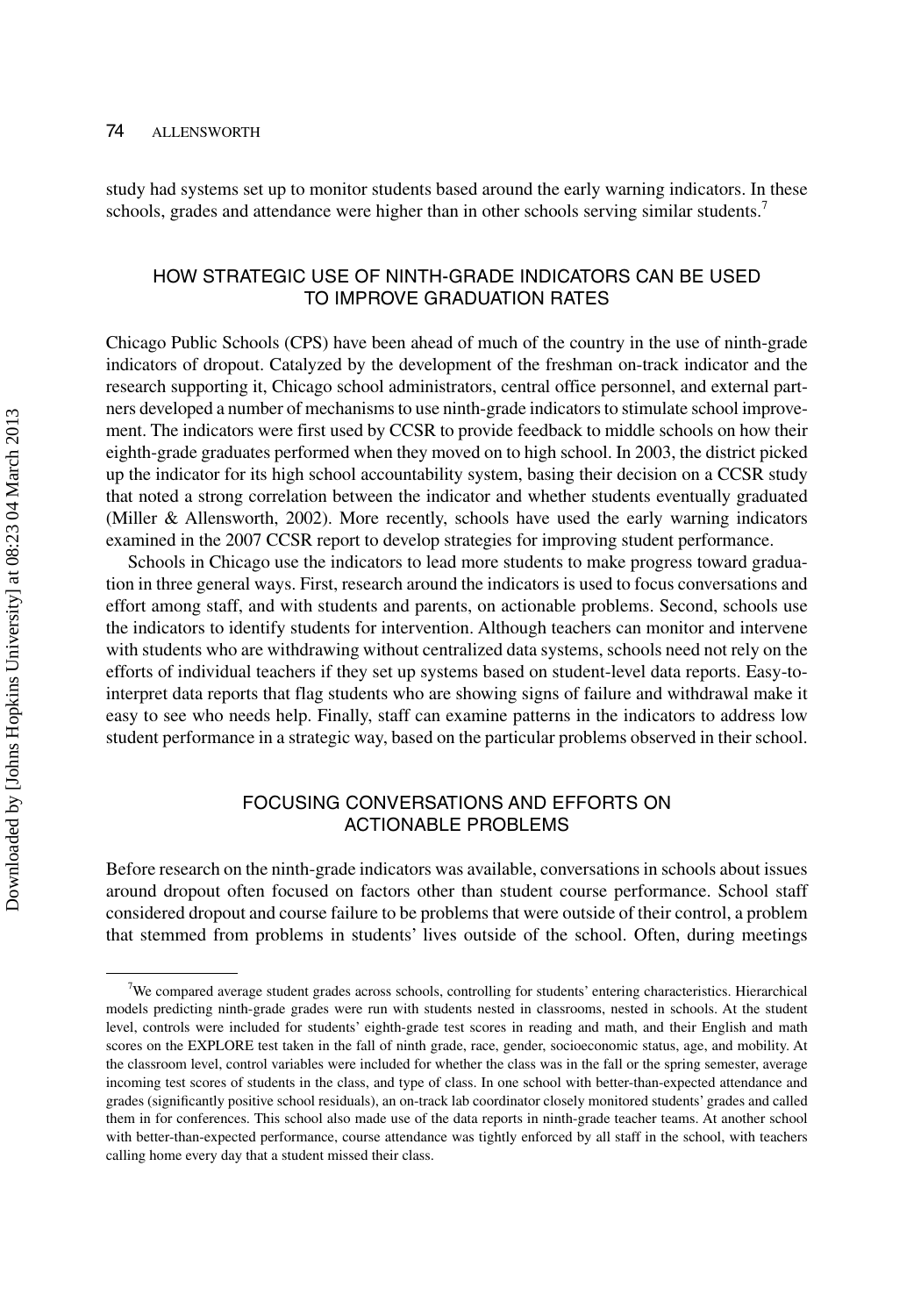study had systems set up to monitor students based around the early warning indicators. In these schools, grades and attendance were higher than in other schools serving similar students.[7]

## HOW STRATEGIC USE OF NINTH-GRADE INDICATORS CAN BE USED TO IMPROVE GRADUATION RATES

Chicago Public Schools (CPS) have been ahead of much of the country in the use of ninth-grade indicators of dropout. Catalyzed by the development of the freshman on-track indicator and the research supporting it, Chicago school administrators, central office personnel, and external partners developed a number of mechanisms to use ninth-grade indicators to stimulate school improvement. The indicators were first used by CCSR to provide feedback to middle schools on how their eighth-grade graduates performed when they moved on to high school. In 2003, the district picked up the indicator for its high school accountability system, basing their decision on a CCSR study that noted a strong correlation between the indicator and whether students eventually graduated (Miller & Allensworth, 2002). More recently, schools have used the early warning indicators examined in the 2007 CCSR report to develop strategies for improving student performance.

Schools in Chicago use the indicators to lead more students to make progress toward graduation in three general ways. First, research around the indicators is used to focus conversations and effort among staff, and with students and parents, on actionable problems. Second, schools use the indicators to identify students for intervention. Although teachers can monitor and intervene with students who are withdrawing without centralized data systems, schools need not rely on the efforts of individual teachers if they set up systems based on student-level data reports. Easy-to-interpret data reports that flag students who are showing signs of failure and withdrawal make it easy to see who needs help. Finally, staff can examine patterns in the indicators to address low student performance in a strategic way, based on the particular problems observed in their school.

## FOCUSING CONVERSATIONS AND EFFORTS ON ACTIONABLE PROBLEMS

Before research on the ninth-grade indicators was available, conversations in schools about issues around dropout often focused on factors other than student course performance. School staff considered dropout and course failure to be problems that were outside of their control, a problem that stemmed from problems in students' lives outside of the school. Often, during meetings

---

[7]We compared average student grades across schools, controlling for students' entering characteristics. Hierarchical models predicting ninth-grade grades were run with students nested in classrooms, nested in schools. At the student level, controls were included for students' eighth-grade test scores in reading and math, and their English and math scores on the EXPLORE test taken in the fall of ninth grade, race, gender, socioeconomic status, age, and mobility. At the classroom level, control variables were included for whether the class was in the fall or the spring semester, average incoming test scores of students in the class, and type of class. In one school with better-than-expected attendance and grades (significantly positive school residuals), an on-track lab coordinator closely monitored students' grades and called them in for conferences. This school also made use of the data reports in ninth-grade teacher teams. At another school with better-than-expected performance, course attendance was tightly enforced by all staff in the school, with teachers calling home every day that a student missed their class.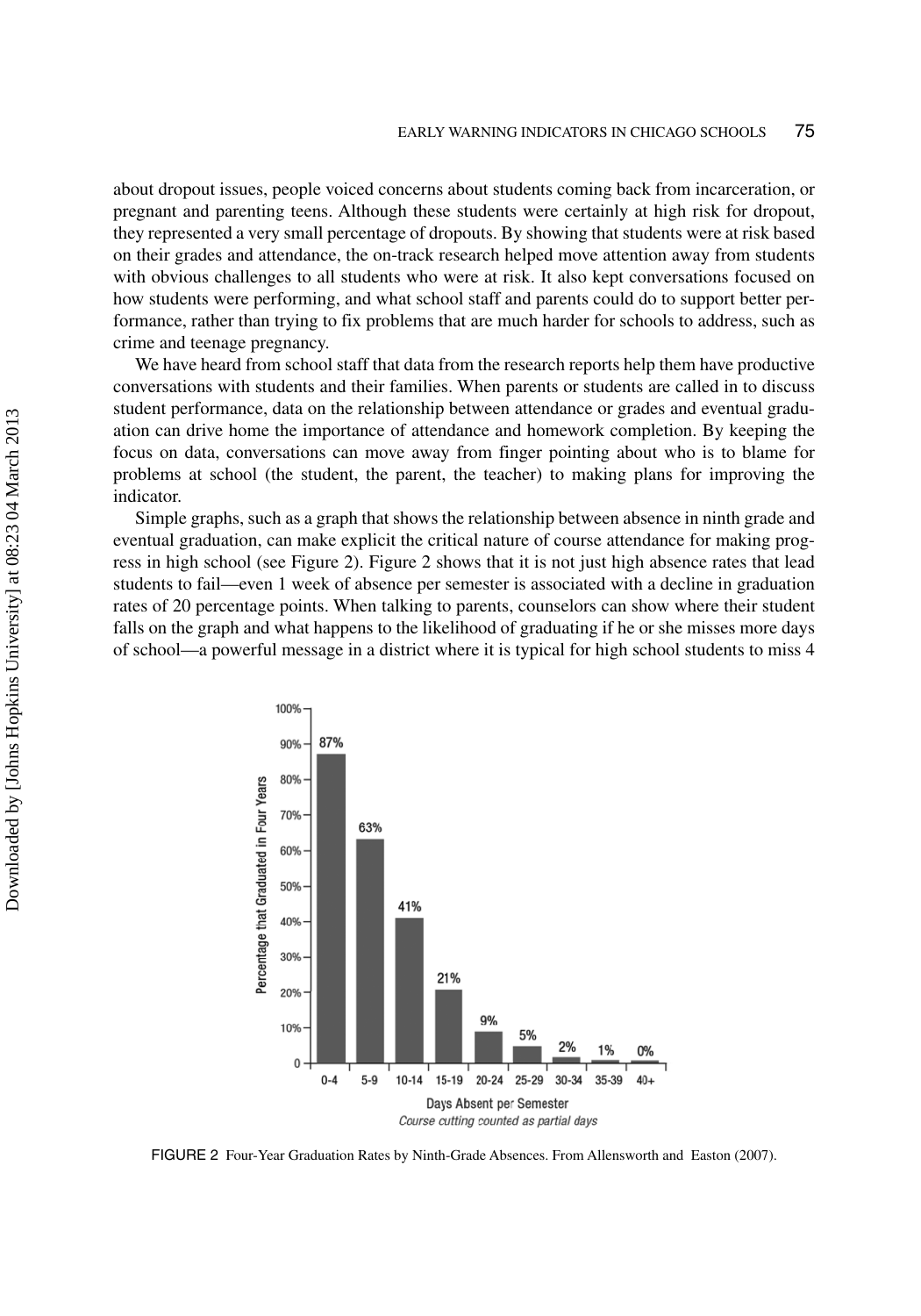about dropout issues, people voiced concerns about students coming back from incarceration, or pregnant and parenting teens. Although these students were certainly at high risk for dropout, they represented a very small percentage of dropouts. By showing that students were at risk based on their grades and attendance, the on-track research helped move attention away from students with obvious challenges to all students who were at risk. It also kept conversations focused on how students were performing, and what school staff and parents could do to support better performance, rather than trying to fix problems that are much harder for schools to address, such as crime and teenage pregnancy.

We have heard from school staff that data from the research reports help them have productive conversations with students and their families. When parents or students are called in to discuss student performance, data on the relationship between attendance or grades and eventual graduation can drive home the importance of attendance and homework completion. By keeping the focus on data, conversations can move away from finger pointing about who is to blame for problems at school (the student, the parent, the teacher) to making plans for improving the indicator.

Simple graphs, such as a graph that shows the relationship between absence in ninth grade and eventual graduation, can make explicit the critical nature of course attendance for making progress in high school (see Figure 2). Figure 2 shows that it is not just high absence rates that lead students to fail—even 1 week of absence per semester is associated with a decline in graduation rates of 20 percentage points. When talking to parents, counselors can show where their student falls on the graph and what happens to the likelihood of graduating if he or she misses more days of school—a powerful message in a district where it is typical for high school students to miss 4

| Days Absent per Semester | Percentage that Graduated in Four Years |
|---|---|
| 0-4 | 87% |
| 5-9 | 63% |
| 10-14 | 41% |
| 15-19 | 21% |
| 20-24 | 9% |
| 25-29 | 5% |
| 30-34 | 2% |
| 35-39 | 1% |
| 40+ | 0% |

*Course cutting counted as partial days*

FIGURE 2 Four-Year Graduation Rates by Ninth-Grade Absences. From Allensworth and Easton (2007).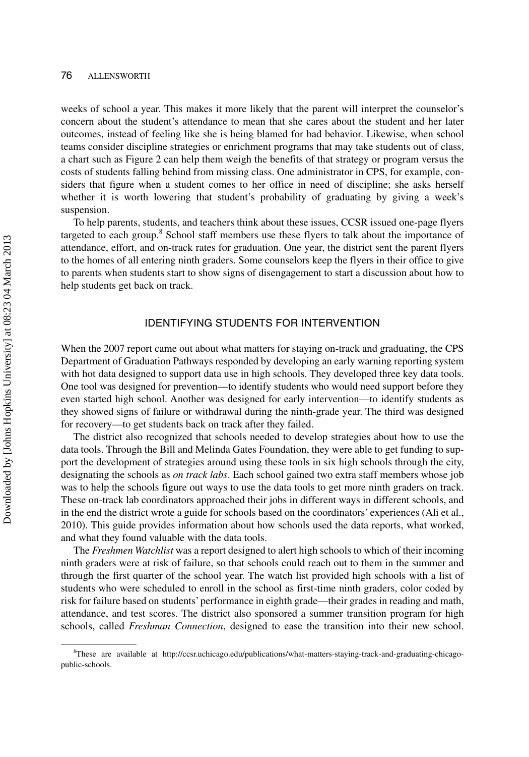weeks of school a year. This makes it more likely that the parent will interpret the counselor's concern about the student's attendance to mean that she cares about the student and her later outcomes, instead of feeling like she is being blamed for bad behavior. Likewise, when school teams consider discipline strategies or enrichment programs that may take students out of class, a chart such as Figure 2 can help them weigh the benefits of that strategy or program versus the costs of students falling behind from missing class. One administrator in CPS, for example, considers that figure when a student comes to her office in need of discipline; she asks herself whether it is worth lowering that student's probability of graduating by giving a week's suspension.

To help parents, students, and teachers think about these issues, CCSR issued one-page flyers targeted to each group.[8] School staff members use these flyers to talk about the importance of attendance, effort, and on-track rates for graduation. One year, the district sent the parent flyers to the homes of all entering ninth graders. Some counselors keep the flyers in their office to give to parents when students start to show signs of disengagement to start a discussion about how to help students get back on track.

## IDENTIFYING STUDENTS FOR INTERVENTION

When the 2007 report came out about what matters for staying on-track and graduating, the CPS Department of Graduation Pathways responded by developing an early warning reporting system with hot data designed to support data use in high schools. They developed three key data tools. One tool was designed for prevention—to identify students who would need support before they even started high school. Another was designed for early intervention—to identify students as they showed signs of failure or withdrawal during the ninth-grade year. The third was designed for recovery—to get students back on track after they failed.

The district also recognized that schools needed to develop strategies about how to use the data tools. Through the Bill and Melinda Gates Foundation, they were able to get funding to support the development of strategies around using these tools in six high schools through the city, designating the schools as *on track labs*. Each school gained two extra staff members whose job was to help the schools figure out ways to use the data tools to get more ninth graders on track. These on-track lab coordinators approached their jobs in different ways in different schools, and in the end the district wrote a guide for schools based on the coordinators' experiences (Ali et al., 2010). This guide provides information about how schools used the data reports, what worked, and what they found valuable with the data tools.

The *Freshmen Watchlist* was a report designed to alert high schools to which of their incoming ninth graders were at risk of failure, so that schools could reach out to them in the summer and through the first quarter of the school year. The watch list provided high schools with a list of students who were scheduled to enroll in the school as first-time ninth graders, color coded by risk for failure based on students' performance in eighth grade—their grades in reading and math, attendance, and test scores. The district also sponsored a summer transition program for high schools, called *Freshman Connection*, designed to ease the transition into their new school.

[8]These are available at http://ccsr.uchicago.edu/publications/what-matters-staying-track-and-graduating-chicago-public-schools.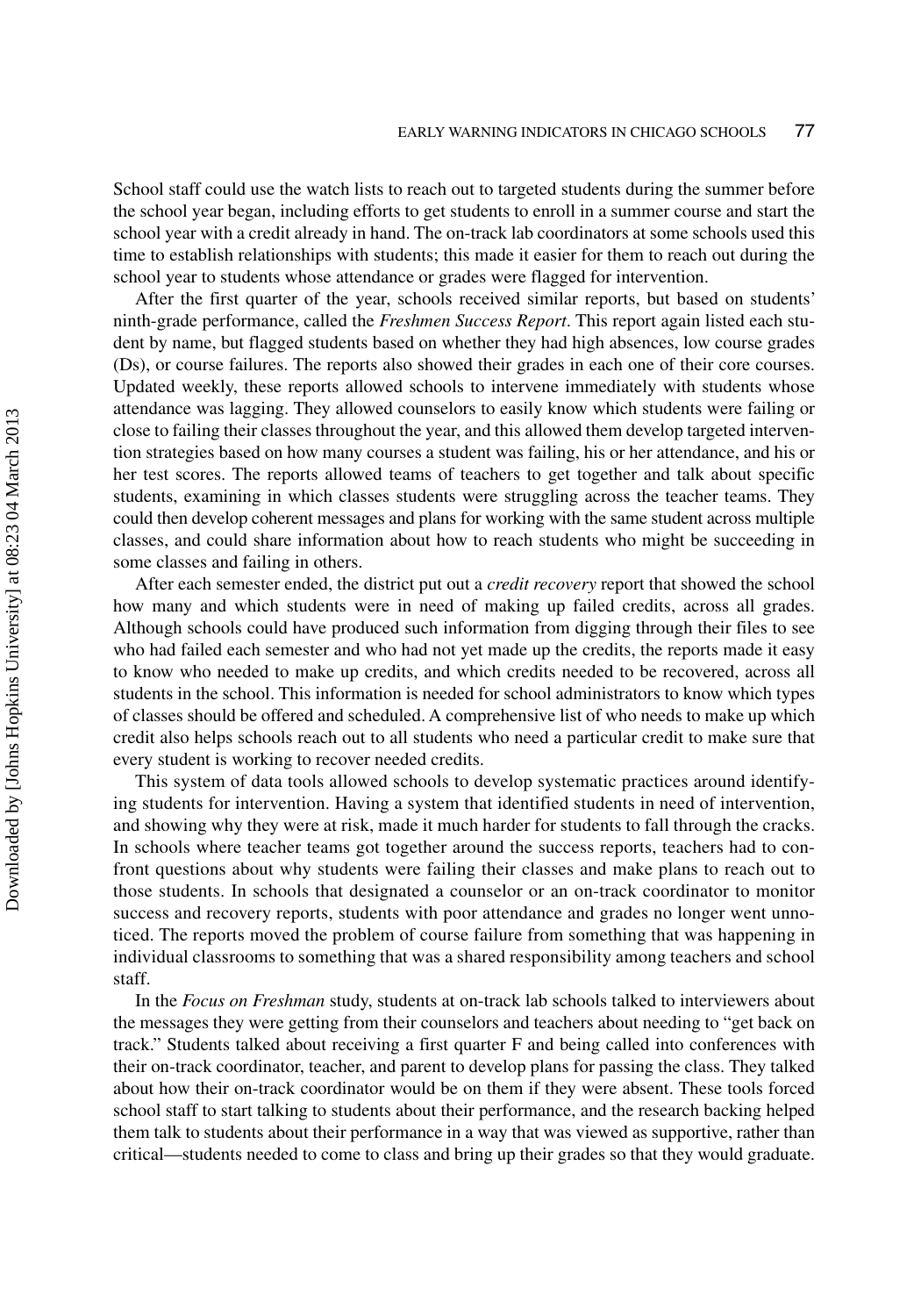School staff could use the watch lists to reach out to targeted students during the summer before the school year began, including efforts to get students to enroll in a summer course and start the school year with a credit already in hand. The on-track lab coordinators at some schools used this time to establish relationships with students; this made it easier for them to reach out during the school year to students whose attendance or grades were flagged for intervention.

After the first quarter of the year, schools received similar reports, but based on students' ninth-grade performance, called the *Freshmen Success Report*. This report again listed each student by name, but flagged students based on whether they had high absences, low course grades (Ds), or course failures. The reports also showed their grades in each one of their core courses. Updated weekly, these reports allowed schools to intervene immediately with students whose attendance was lagging. They allowed counselors to easily know which students were failing or close to failing their classes throughout the year, and this allowed them develop targeted intervention strategies based on how many courses a student was failing, his or her attendance, and his or her test scores. The reports allowed teams of teachers to get together and talk about specific students, examining in which classes students were struggling across the teacher teams. They could then develop coherent messages and plans for working with the same student across multiple classes, and could share information about how to reach students who might be succeeding in some classes and failing in others.

After each semester ended, the district put out a *credit recovery* report that showed the school how many and which students were in need of making up failed credits, across all grades. Although schools could have produced such information from digging through their files to see who had failed each semester and who had not yet made up the credits, the reports made it easy to know who needed to make up credits, and which credits needed to be recovered, across all students in the school. This information is needed for school administrators to know which types of classes should be offered and scheduled. A comprehensive list of who needs to make up which credit also helps schools reach out to all students who need a particular credit to make sure that every student is working to recover needed credits.

This system of data tools allowed schools to develop systematic practices around identifying students for intervention. Having a system that identified students in need of intervention, and showing why they were at risk, made it much harder for students to fall through the cracks. In schools where teacher teams got together around the success reports, teachers had to confront questions about why students were failing their classes and make plans to reach out to those students. In schools that designated a counselor or an on-track coordinator to monitor success and recovery reports, students with poor attendance and grades no longer went unnoticed. The reports moved the problem of course failure from something that was happening in individual classrooms to something that was a shared responsibility among teachers and school staff.

In the *Focus on Freshman* study, students at on-track lab schools talked to interviewers about the messages they were getting from their counselors and teachers about needing to "get back on track." Students talked about receiving a first quarter F and being called into conferences with their on-track coordinator, teacher, and parent to develop plans for passing the class. They talked about how their on-track coordinator would be on them if they were absent. These tools forced school staff to start talking to students about their performance, and the research backing helped them talk to students about their performance in a way that was viewed as supportive, rather than critical—students needed to come to class and bring up their grades so that they would graduate.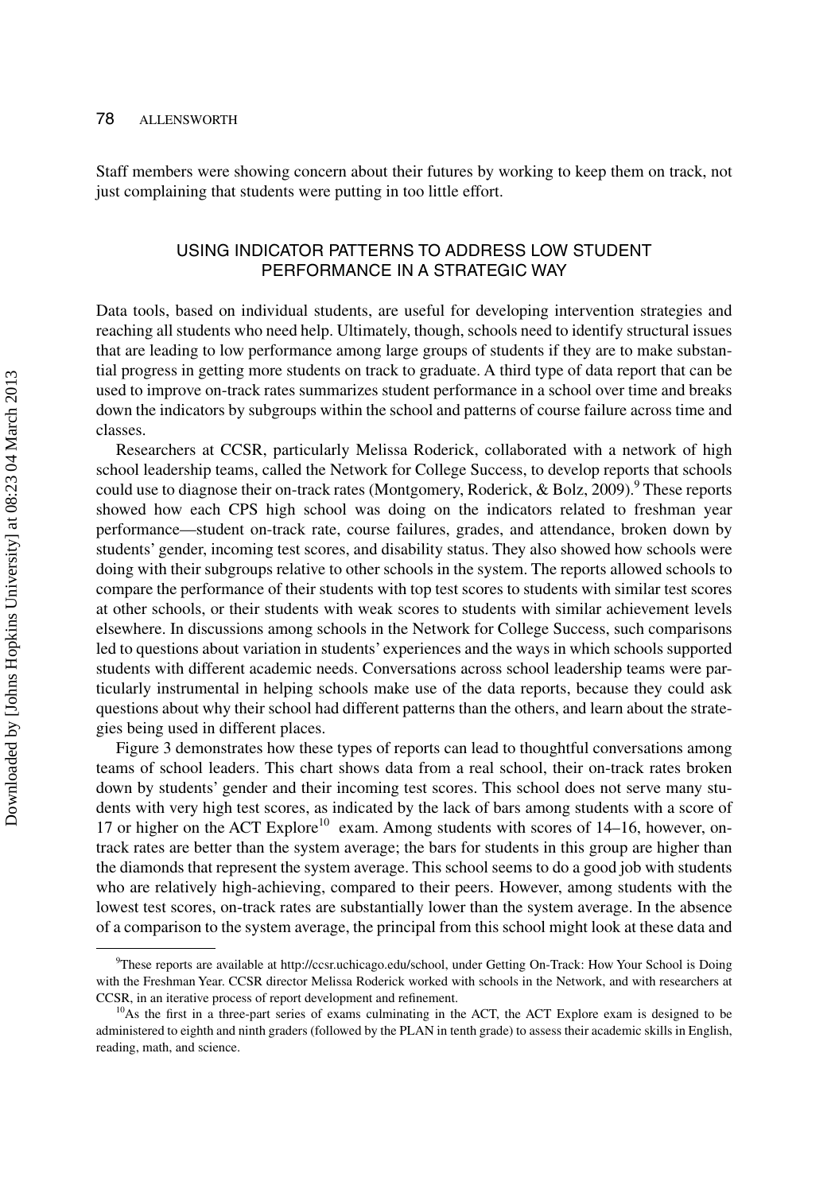Staff members were showing concern about their futures by working to keep them on track, not just complaining that students were putting in too little effort.

## USING INDICATOR PATTERNS TO ADDRESS LOW STUDENT PERFORMANCE IN A STRATEGIC WAY

Data tools, based on individual students, are useful for developing intervention strategies and reaching all students who need help. Ultimately, though, schools need to identify structural issues that are leading to low performance among large groups of students if they are to make substantial progress in getting more students on track to graduate. A third type of data report that can be used to improve on-track rates summarizes student performance in a school over time and breaks down the indicators by subgroups within the school and patterns of course failure across time and classes.

Researchers at CCSR, particularly Melissa Roderick, collaborated with a network of high school leadership teams, called the Network for College Success, to develop reports that schools could use to diagnose their on-track rates (Montgomery, Roderick, & Bolz, 2009).[9] These reports showed how each CPS high school was doing on the indicators related to freshman year performance—student on-track rate, course failures, grades, and attendance, broken down by students' gender, incoming test scores, and disability status. They also showed how schools were doing with their subgroups relative to other schools in the system. The reports allowed schools to compare the performance of their students with top test scores to students with similar test scores at other schools, or their students with weak scores to students with similar achievement levels elsewhere. In discussions among schools in the Network for College Success, such comparisons led to questions about variation in students' experiences and the ways in which schools supported students with different academic needs. Conversations across school leadership teams were particularly instrumental in helping schools make use of the data reports, because they could ask questions about why their school had different patterns than the others, and learn about the strategies being used in different places.

Figure 3 demonstrates how these types of reports can lead to thoughtful conversations among teams of school leaders. This chart shows data from a real school, their on-track rates broken down by students' gender and their incoming test scores. This school does not serve many students with very high test scores, as indicated by the lack of bars among students with a score of 17 or higher on the ACT Explore[10] exam. Among students with scores of 14–16, however, on-track rates are better than the system average; the bars for students in this group are higher than the diamonds that represent the system average. This school seems to do a good job with students who are relatively high-achieving, compared to their peers. However, among students with the lowest test scores, on-track rates are substantially lower than the system average. In the absence of a comparison to the system average, the principal from this school might look at these data and

[9]These reports are available at http://ccsr.uchicago.edu/school, under Getting On-Track: How Your School is Doing with the Freshman Year. CCSR director Melissa Roderick worked with schools in the Network, and with researchers at CCSR, in an iterative process of report development and refinement.

[10]As the first in a three-part series of exams culminating in the ACT, the ACT Explore exam is designed to be administered to eighth and ninth graders (followed by the PLAN in tenth grade) to assess their academic skills in English, reading, math, and science.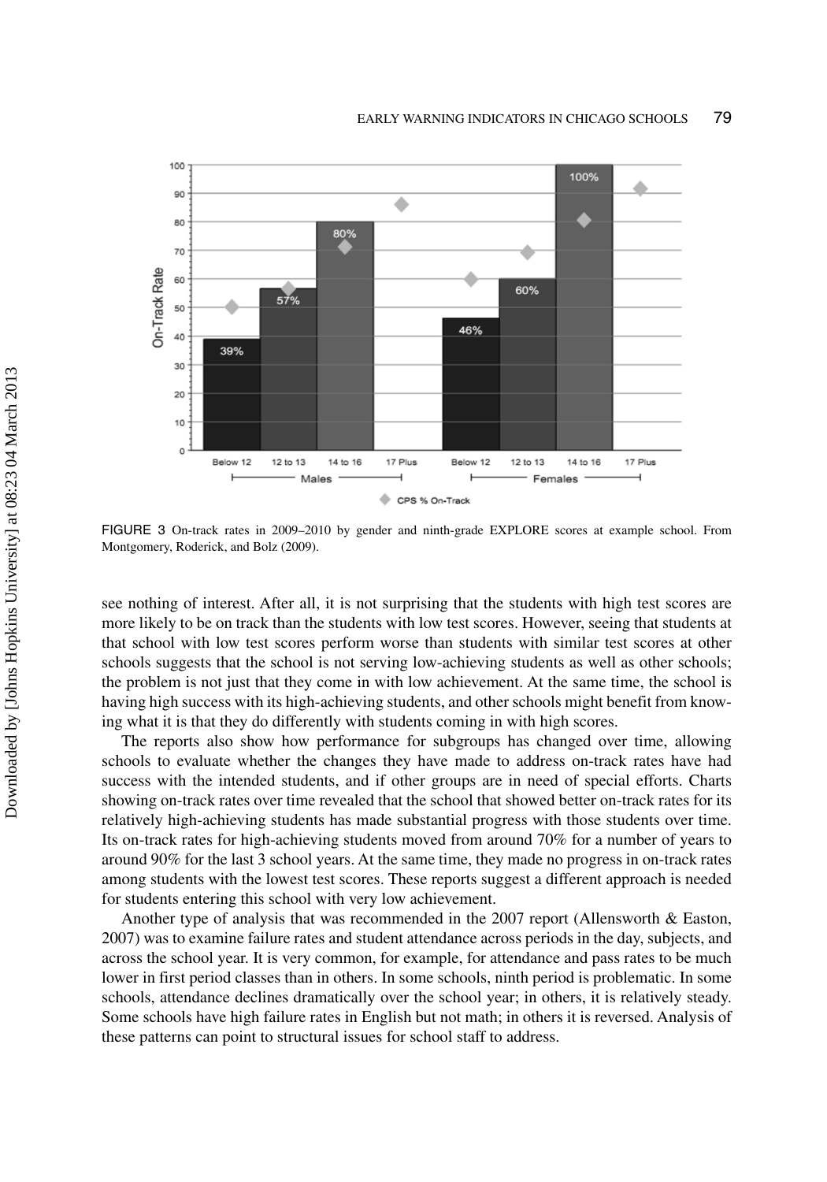100
90
80
70
60
50
40
30
20
10
0

On-Track Rate

39%
57%
80%
46%
60%
100%

Below 12
12 to 13
14 to 16
17 Plus
Below 12
12 to 13
14 to 16
17 Plus

Males
Females

CPS % On-Track

FIGURE 3 On-track rates in 2009–2010 by gender and ninth-grade EXPLORE scores at example school. From Montgomery, Roderick, and Bolz (2009).

see nothing of interest. After all, it is not surprising that the students with high test scores are more likely to be on track than the students with low test scores. However, seeing that students at that school with low test scores perform worse than students with similar test scores at other schools suggests that the school is not serving low-achieving students as well as other schools; the problem is not just that they come in with low achievement. At the same time, the school is having high success with its high-achieving students, and other schools might benefit from knowing what it is that they do differently with students coming in with high scores.

The reports also show how performance for subgroups has changed over time, allowing schools to evaluate whether the changes they have made to address on-track rates have had success with the intended students, and if other groups are in need of special efforts. Charts showing on-track rates over time revealed that the school that showed better on-track rates for its relatively high-achieving students has made substantial progress with those students over time. Its on-track rates for high-achieving students moved from around 70% for a number of years to around 90% for the last 3 school years. At the same time, they made no progress in on-track rates among students with the lowest test scores. These reports suggest a different approach is needed for students entering this school with very low achievement.

Another type of analysis that was recommended in the 2007 report (Allensworth & Easton, 2007) was to examine failure rates and student attendance across periods in the day, subjects, and across the school year. It is very common, for example, for attendance and pass rates to be much lower in first period classes than in others. In some schools, ninth period is problematic. In some schools, attendance declines dramatically over the school year; in others, it is relatively steady. Some schools have high failure rates in English but not math; in others it is reversed. Analysis of these patterns can point to structural issues for school staff to address.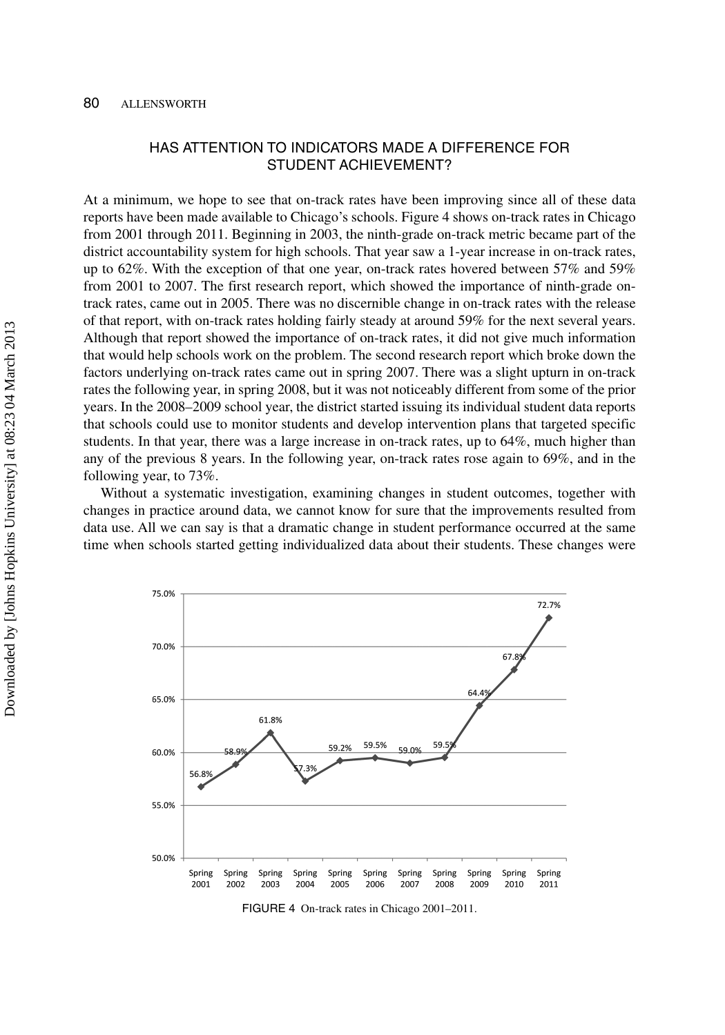## HAS ATTENTION TO INDICATORS MADE A DIFFERENCE FOR STUDENT ACHIEVEMENT?

At a minimum, we hope to see that on-track rates have been improving since all of these data reports have been made available to Chicago's schools. Figure 4 shows on-track rates in Chicago from 2001 through 2011. Beginning in 2003, the ninth-grade on-track metric became part of the district accountability system for high schools. That year saw a 1-year increase in on-track rates, up to 62%. With the exception of that one year, on-track rates hovered between 57% and 59% from 2001 to 2007. The first research report, which showed the importance of ninth-grade on-track rates, came out in 2005. There was no discernible change in on-track rates with the release of that report, with on-track rates holding fairly steady at around 59% for the next several years. Although that report showed the importance of on-track rates, it did not give much information that would help schools work on the problem. The second research report which broke down the factors underlying on-track rates came out in spring 2007. There was a slight upturn in on-track rates the following year, in spring 2008, but it was not noticeably different from some of the prior years. In the 2008–2009 school year, the district started issuing its individual student data reports that schools could use to monitor students and develop intervention plans that targeted specific students. In that year, there was a large increase in on-track rates, up to 64%, much higher than any of the previous 8 years. In the following year, on-track rates rose again to 69%, and in the following year, to 73%.

Without a systematic investigation, examining changes in student outcomes, together with changes in practice around data, we cannot know for sure that the improvements resulted from data use. All we can say is that a dramatic change in student performance occurred at the same time when schools started getting individualized data about their students. These changes were

| Year | On-track rate |
|---|---|
| Spring 2001 | 56.8% |
| Spring 2002 | 58.9% |
| Spring 2003 | 61.8% |
| Spring 2004 | 57.3% |
| Spring 2005 | 59.2% |
| Spring 2006 | 59.5% |
| Spring 2007 | 59.0% |
| Spring 2008 | 59.5% |
| Spring 2009 | 64.4% |
| Spring 2010 | 67.8% |
| Spring 2011 | 72.7% |

FIGURE 4 On-track rates in Chicago 2001–2011.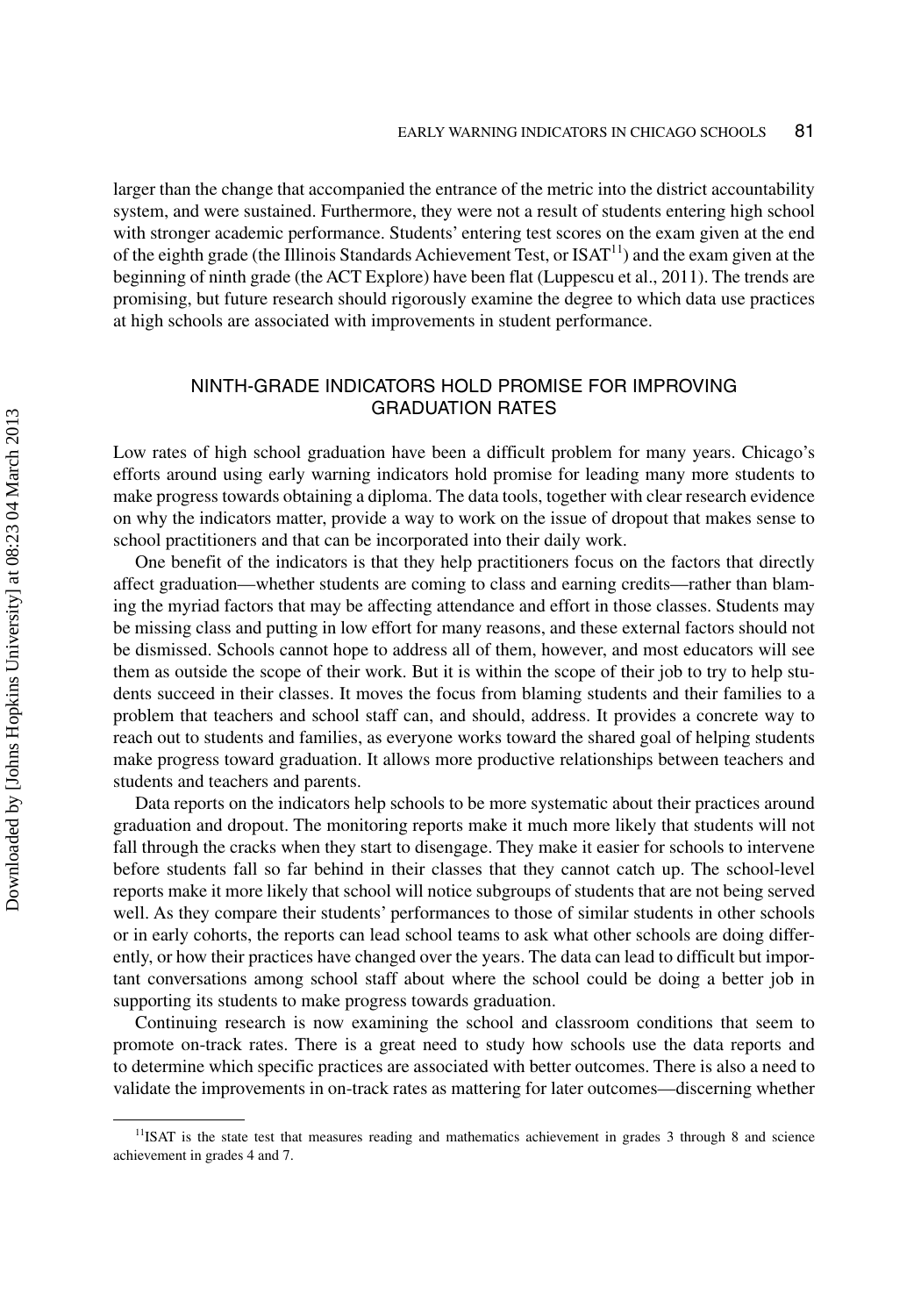larger than the change that accompanied the entrance of the metric into the district accountability system, and were sustained. Furthermore, they were not a result of students entering high school with stronger academic performance. Students' entering test scores on the exam given at the end of the eighth grade (the Illinois Standards Achievement Test, or ISAT[11]) and the exam given at the beginning of ninth grade (the ACT Explore) have been flat (Luppescu et al., 2011). The trends are promising, but future research should rigorously examine the degree to which data use practices at high schools are associated with improvements in student performance.

## NINTH-GRADE INDICATORS HOLD PROMISE FOR IMPROVING GRADUATION RATES

Low rates of high school graduation have been a difficult problem for many years. Chicago's efforts around using early warning indicators hold promise for leading many more students to make progress towards obtaining a diploma. The data tools, together with clear research evidence on why the indicators matter, provide a way to work on the issue of dropout that makes sense to school practitioners and that can be incorporated into their daily work.

One benefit of the indicators is that they help practitioners focus on the factors that directly affect graduation—whether students are coming to class and earning credits—rather than blaming the myriad factors that may be affecting attendance and effort in those classes. Students may be missing class and putting in low effort for many reasons, and these external factors should not be dismissed. Schools cannot hope to address all of them, however, and most educators will see them as outside the scope of their work. But it is within the scope of their job to try to help students succeed in their classes. It moves the focus from blaming students and their families to a problem that teachers and school staff can, and should, address. It provides a concrete way to reach out to students and families, as everyone works toward the shared goal of helping students make progress toward graduation. It allows more productive relationships between teachers and students and teachers and parents.

Data reports on the indicators help schools to be more systematic about their practices around graduation and dropout. The monitoring reports make it much more likely that students will not fall through the cracks when they start to disengage. They make it easier for schools to intervene before students fall so far behind in their classes that they cannot catch up. The school-level reports make it more likely that school will notice subgroups of students that are not being served well. As they compare their students' performances to those of similar students in other schools or in early cohorts, the reports can lead school teams to ask what other schools are doing differently, or how their practices have changed over the years. The data can lead to difficult but important conversations among school staff about where the school could be doing a better job in supporting its students to make progress towards graduation.

Continuing research is now examining the school and classroom conditions that seem to promote on-track rates. There is a great need to study how schools use the data reports and to determine which specific practices are associated with better outcomes. There is also a need to validate the improvements in on-track rates as mattering for later outcomes—discerning whether

[11]ISAT is the state test that measures reading and mathematics achievement in grades 3 through 8 and science achievement in grades 4 and 7.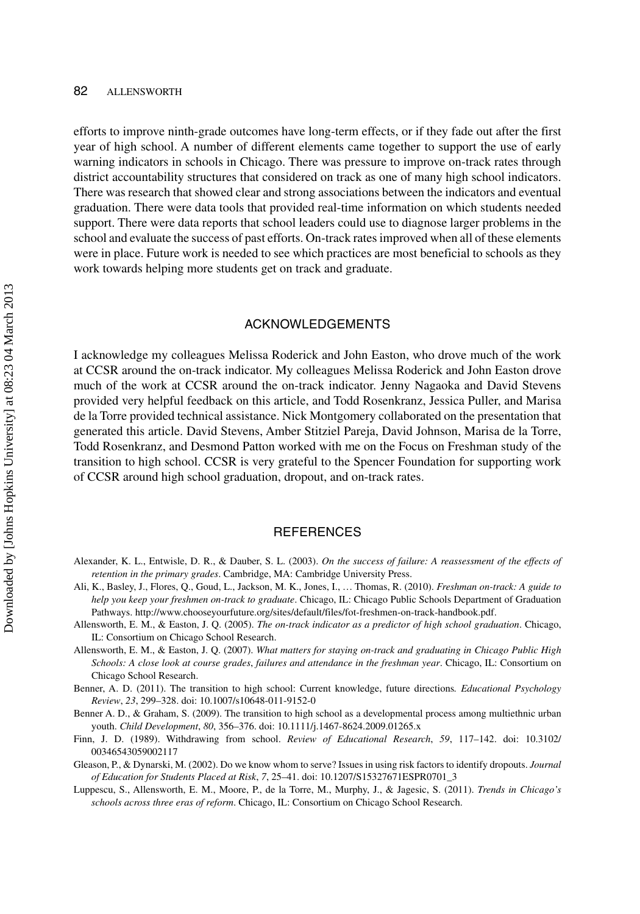efforts to improve ninth-grade outcomes have long-term effects, or if they fade out after the first year of high school. A number of different elements came together to support the use of early warning indicators in schools in Chicago. There was pressure to improve on-track rates through district accountability structures that considered on track as one of many high school indicators. There was research that showed clear and strong associations between the indicators and eventual graduation. There were data tools that provided real-time information on which students needed support. There were data reports that school leaders could use to diagnose larger problems in the school and evaluate the success of past efforts. On-track rates improved when all of these elements were in place. Future work is needed to see which practices are most beneficial to schools as they work towards helping more students get on track and graduate.

## ACKNOWLEDGEMENTS

I acknowledge my colleagues Melissa Roderick and John Easton, who drove much of the work at CCSR around the on-track indicator. My colleagues Melissa Roderick and John Easton drove much of the work at CCSR around the on-track indicator. Jenny Nagaoka and David Stevens provided very helpful feedback on this article, and Todd Rosenkranz, Jessica Puller, and Marisa de la Torre provided technical assistance. Nick Montgomery collaborated on the presentation that generated this article. David Stevens, Amber Stitziel Pareja, David Johnson, Marisa de la Torre, Todd Rosenkranz, and Desmond Patton worked with me on the Focus on Freshman study of the transition to high school. CCSR is very grateful to the Spencer Foundation for supporting work of CCSR around high school graduation, dropout, and on-track rates.

## REFERENCES

Alexander, K. L., Entwisle, D. R., & Dauber, S. L. (2003). *On the success of failure: A reassessment of the effects of retention in the primary grades*. Cambridge, MA: Cambridge University Press.

Ali, K., Basley, J., Flores, Q., Goud, L., Jackson, M. K., Jones, I., … Thomas, R. (2010). *Freshman on-track: A guide to help you keep your freshmen on-track to graduate*. Chicago, IL: Chicago Public Schools Department of Graduation Pathways. http://www.chooseyourfuture.org/sites/default/files/fot-freshmen-on-track-handbook.pdf.

Allensworth, E. M., & Easton, J. Q. (2005). *The on-track indicator as a predictor of high school graduation*. Chicago, IL: Consortium on Chicago School Research.

Allensworth, E. M., & Easton, J. Q. (2007). *What matters for staying on-track and graduating in Chicago Public High Schools: A close look at course grades, failures and attendance in the freshman year*. Chicago, IL: Consortium on Chicago School Research.

Benner, A. D. (2011). The transition to high school: Current knowledge, future directions. *Educational Psychology Review*, *23*, 299–328. doi: 10.1007/s10648-011-9152-0

Benner A. D., & Graham, S. (2009). The transition to high school as a developmental process among multiethnic urban youth. *Child Development*, *80*, 356–376. doi: 10.1111/j.1467-8624.2009.01265.x

Finn, J. D. (1989). Withdrawing from school. *Review of Educational Research*, *59*, 117–142. doi: 10.3102/00346543059002117

Gleason, P., & Dynarski, M. (2002). Do we know whom to serve? Issues in using risk factors to identify dropouts. *Journal of Education for Students Placed at Risk*, *7*, 25–41. doi: 10.1207/S15327671ESPR0701_3

Luppescu, S., Allensworth, E. M., Moore, P., de la Torre, M., Murphy, J., & Jagesic, S. (2011). *Trends in Chicago's schools across three eras of reform*. Chicago, IL: Consortium on Chicago School Research.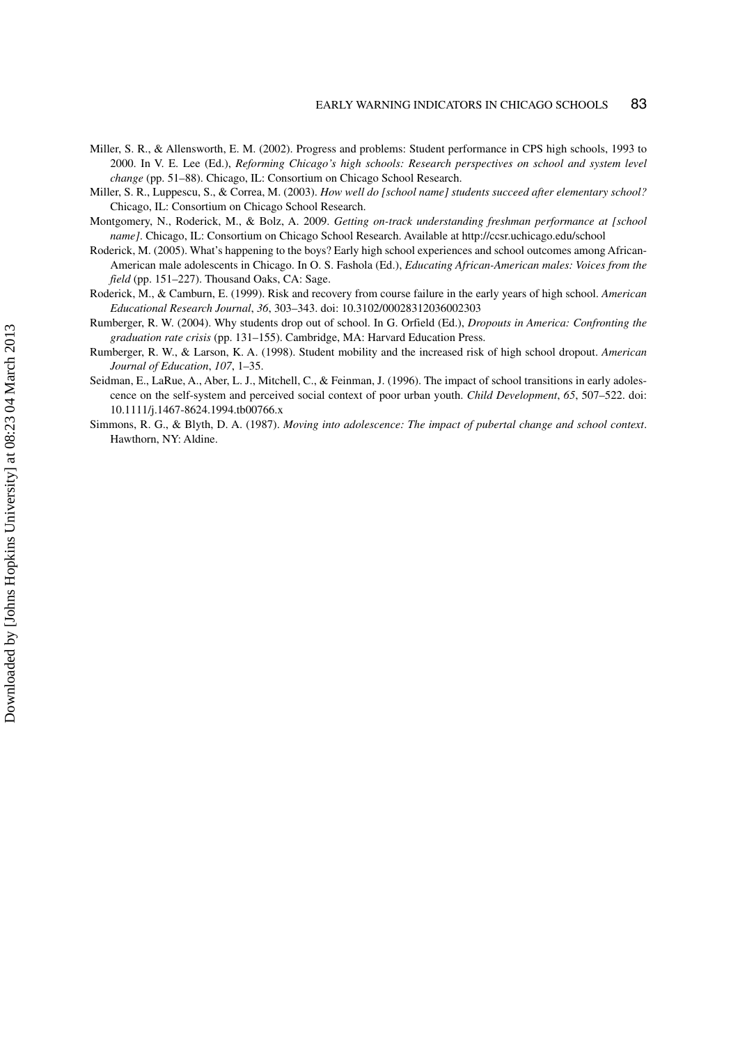Miller, S. R., & Allensworth, E. M. (2002). Progress and problems: Student performance in CPS high schools, 1993 to 2000. In V. E. Lee (Ed.), *Reforming Chicago's high schools: Research perspectives on school and system level change* (pp. 51–88). Chicago, IL: Consortium on Chicago School Research.

Miller, S. R., Luppescu, S., & Correa, M. (2003). *How well do [school name] students succeed after elementary school?* Chicago, IL: Consortium on Chicago School Research.

Montgomery, N., Roderick, M., & Bolz, A. 2009. *Getting on-track understanding freshman performance at [school name]*. Chicago, IL: Consortium on Chicago School Research. Available at http://ccsr.uchicago.edu/school

Roderick, M. (2005). What's happening to the boys? Early high school experiences and school outcomes among African-American male adolescents in Chicago. In O. S. Fashola (Ed.), *Educating African-American males: Voices from the field* (pp. 151–227). Thousand Oaks, CA: Sage.

Roderick, M., & Camburn, E. (1999). Risk and recovery from course failure in the early years of high school. *American Educational Research Journal*, *36*, 303–343. doi: 10.3102/00028312036002303

Rumberger, R. W. (2004). Why students drop out of school. In G. Orfield (Ed.), *Dropouts in America: Confronting the graduation rate crisis* (pp. 131–155). Cambridge, MA: Harvard Education Press.

Rumberger, R. W., & Larson, K. A. (1998). Student mobility and the increased risk of high school dropout. *American Journal of Education*, *107*, 1–35.

Seidman, E., LaRue, A., Aber, L. J., Mitchell, C., & Feinman, J. (1996). The impact of school transitions in early adolescence on the self-system and perceived social context of poor urban youth. *Child Development*, *65*, 507–522. doi: 10.1111/j.1467-8624.1994.tb00766.x

Simmons, R. G., & Blyth, D. A. (1987). *Moving into adolescence: The impact of pubertal change and school context*. Hawthorn, NY: Aldine.